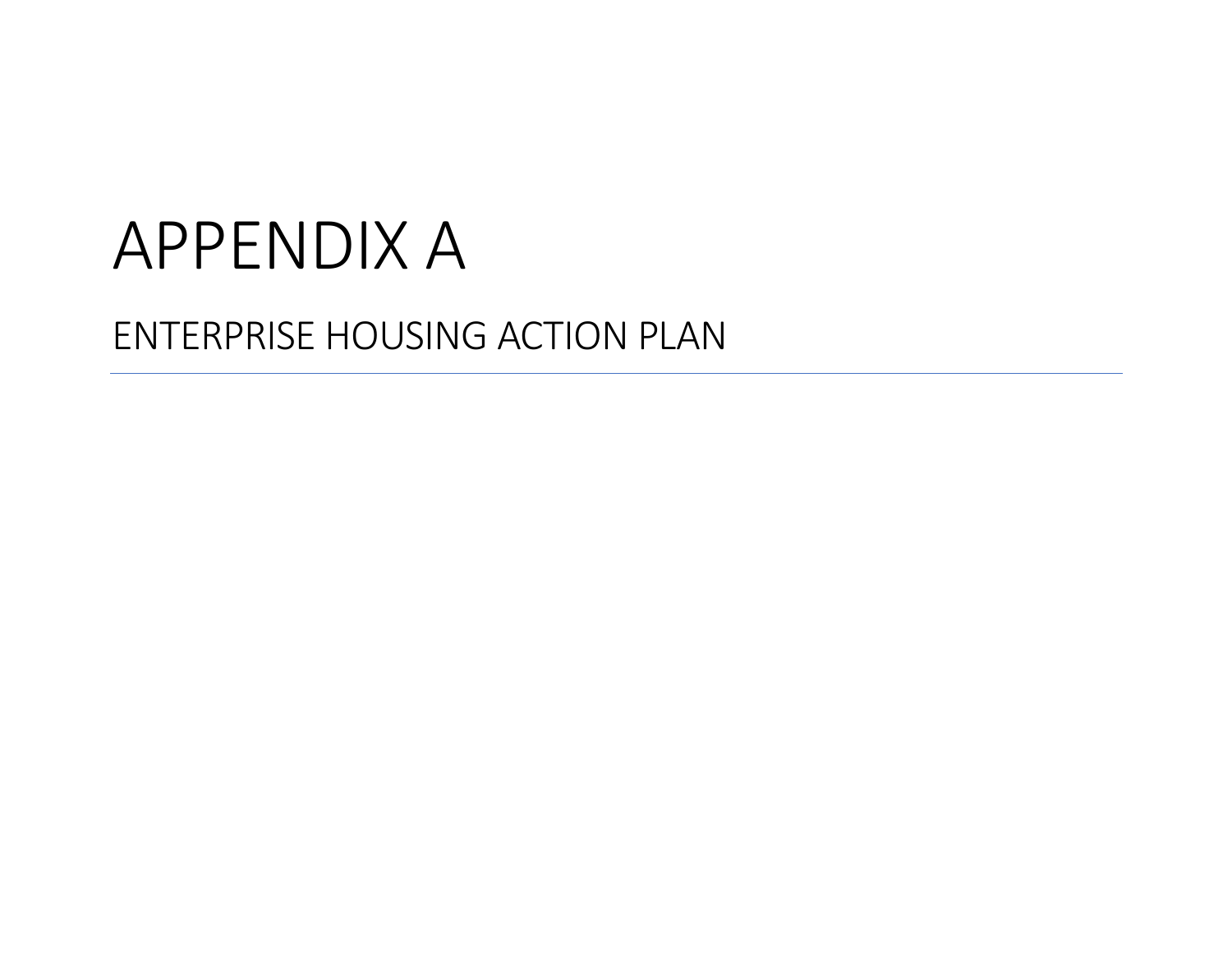# APPENDIX A

## ENTERPRISE HOUSING ACTION PLAN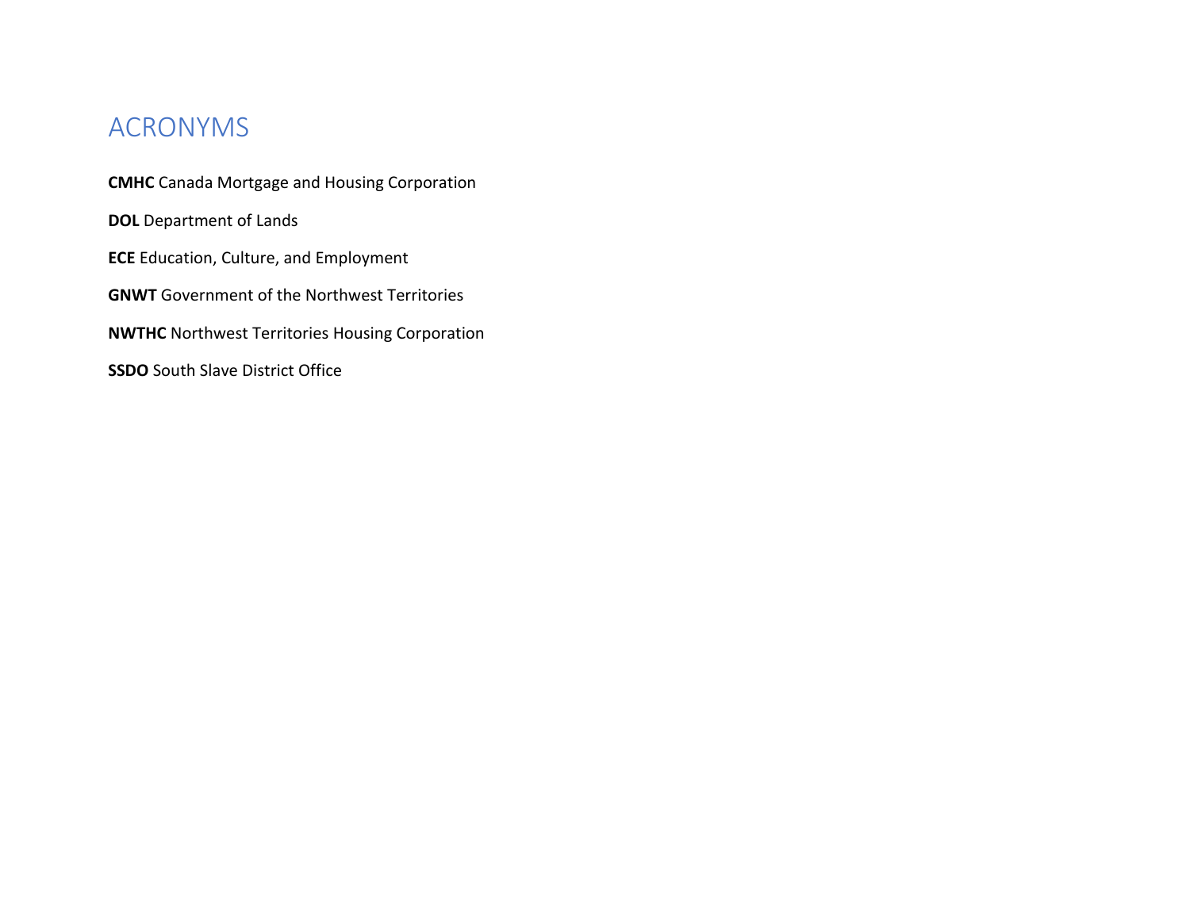# ACRONYMS

**CMHC** Canada Mortgage and Housing Corporation

**DOL** Department of Lands

**ECE** Education, Culture, and Employment

**GNWT** Government of the Northwest Territories

**NWTHC** Northwest Territories Housing Corporation

**SSDO** South Slave District Office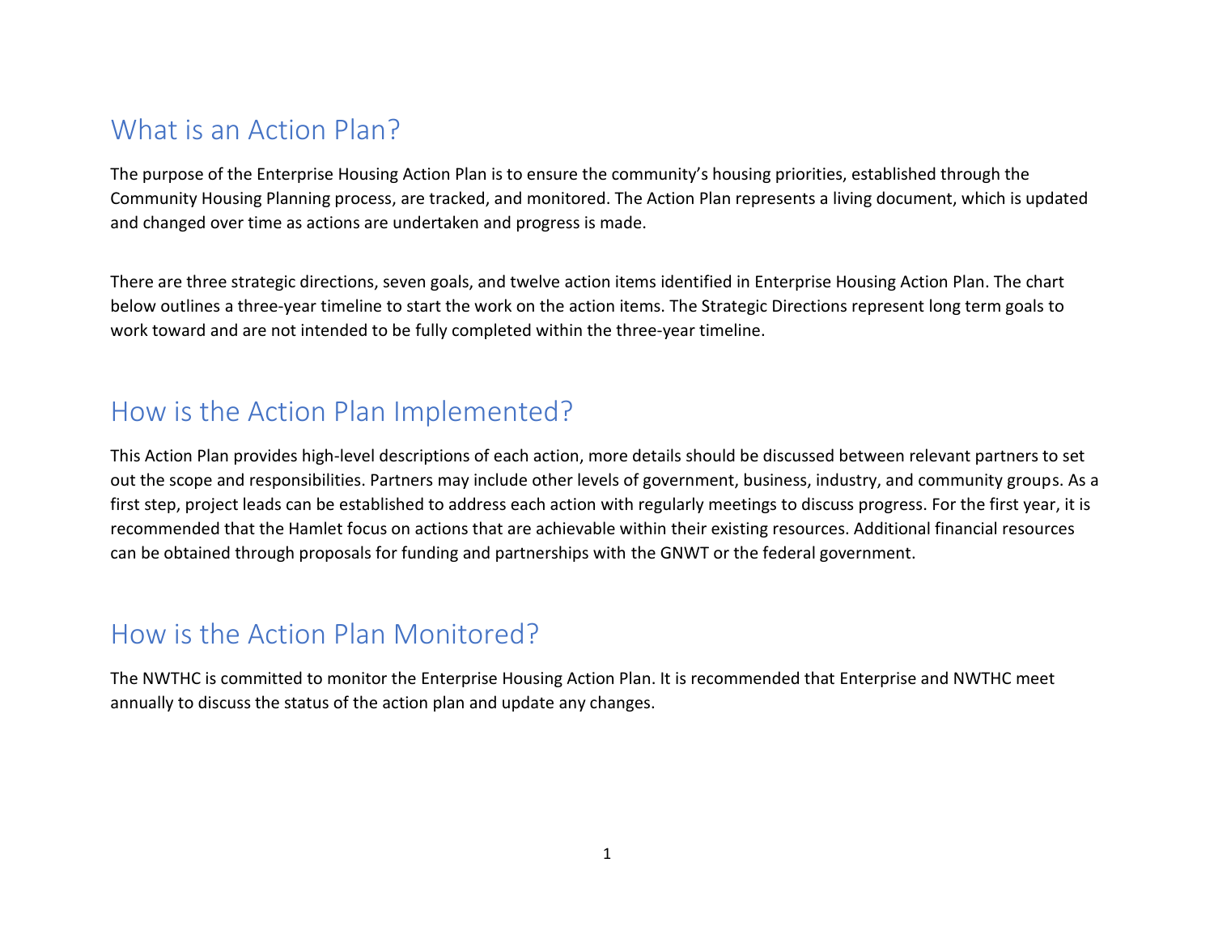## What is an Action Plan?

The purpose of the Enterprise Housing Action Plan is to ensure the community's housing priorities, established through the Community Housing Planning process, are tracked, and monitored. The Action Plan represents a living document, which is updated and changed over time as actions are undertaken and progress is made.

There are three strategic directions, seven goals, and twelve action items identified in Enterprise Housing Action Plan. The chart below outlines a three-year timeline to start the work on the action items. The Strategic Directions represent long term goals to work toward and are not intended to be fully completed within the three-year timeline.

## How is the Action Plan Implemented?

This Action Plan provides high-level descriptions of each action, more details should be discussed between relevant partners to set out the scope and responsibilities. Partners may include other levels of government, business, industry, and community groups. As a first step, project leads can be established to address each action with regularly meetings to discuss progress. For the first year, it is recommended that the Hamlet focus on actions that are achievable within their existing resources. Additional financial resources can be obtained through proposals for funding and partnerships with the GNWT or the federal government.

## How is the Action Plan Monitored?

The NWTHC is committed to monitor the Enterprise Housing Action Plan. It is recommended that Enterprise and NWTHC meet annually to discuss the status of the action plan and update any changes.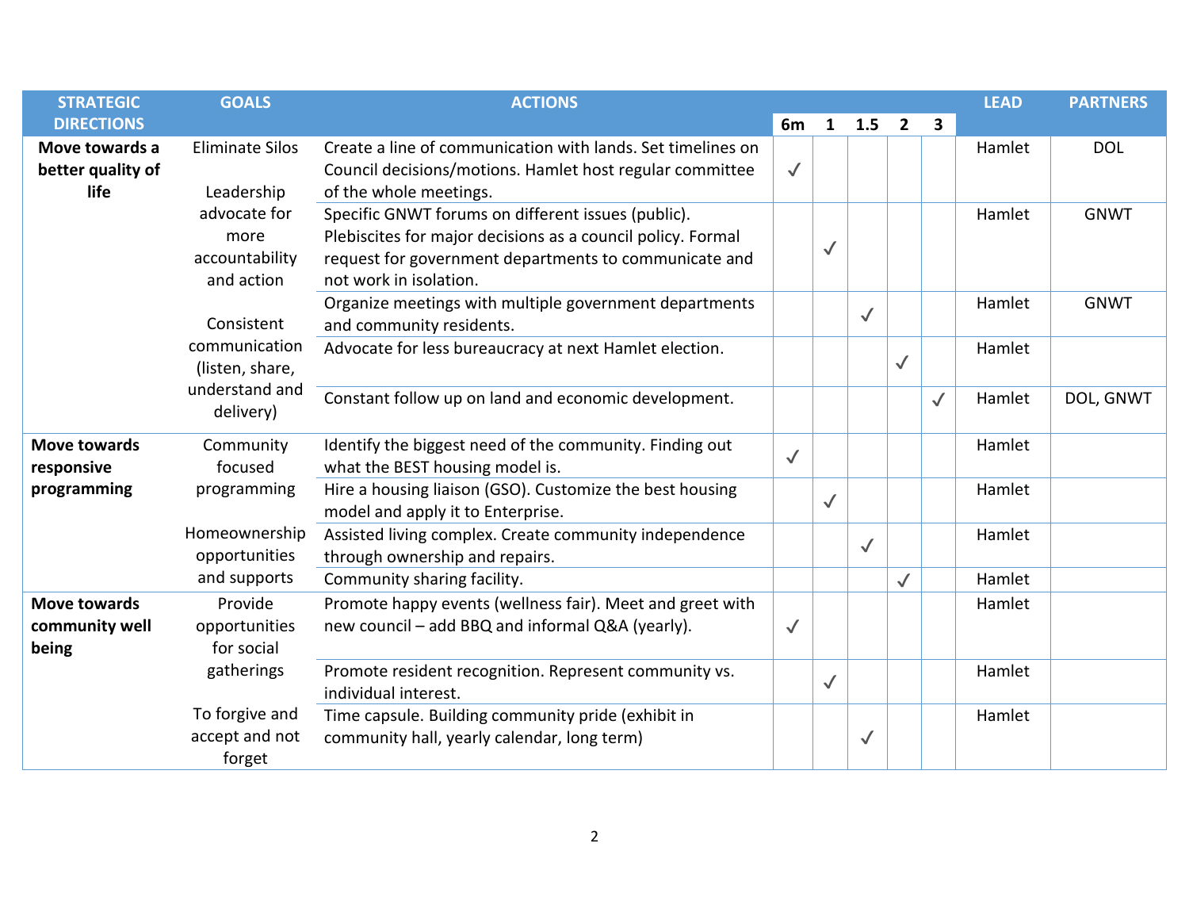| STRATEGIC DIRECTIONS | GOALS | ACTIONS | | | | | | LEAD | PARTNERS |
|---|---|---|---|---|---|---|---|---|---|
| | | | 6m | 1 | 1.5 | 2 | 3 | | |
| **Move towards a better quality of life** | Eliminate Silos<br><br>Leadership advocate for more accountability and action<br><br>Consistent communication (listen, share, understand and delivery) | Create a line of communication with lands. Set timelines on Council decisions/motions. Hamlet host regular committee of the whole meetings. | ✓ | | | | | Hamlet | DOL |
| | | Specific GNWT forums on different issues (public). Plebiscites for major decisions as a council policy. Formal request for government departments to communicate and not work in isolation. | | ✓ | | | | Hamlet | GNWT |
| | | Organize meetings with multiple government departments and community residents. | | | ✓ | | | Hamlet | GNWT |
| | | Advocate for less bureaucracy at next Hamlet election. | | | | ✓ | | Hamlet | |
| | | Constant follow up on land and economic development. | | | | | ✓ | Hamlet | DOL, GNWT |
| **Move towards responsive programming** | Community focused programming<br><br>Homeownership opportunities and supports | Identify the biggest need of the community. Finding out what the BEST housing model is. | ✓ | | | | | Hamlet | |
| | | Hire a housing liaison (GSO). Customize the best housing model and apply it to Enterprise. | | ✓ | | | | Hamlet | |
| | | Assisted living complex. Create community independence through ownership and repairs. | | | ✓ | | | Hamlet | |
| | | Community sharing facility. | | | | ✓ | | Hamlet | |
| **Move towards community well being** | Provide opportunities for social gatherings<br><br>To forgive and accept and not forget | Promote happy events (wellness fair). Meet and greet with new council – add BBQ and informal Q&A (yearly). | ✓ | | | | | Hamlet | |
| | | Promote resident recognition. Represent community vs. individual interest. | | ✓ | | | | Hamlet | |
| | | Time capsule. Building community pride (exhibit in community hall, yearly calendar, long term) | | | ✓ | | | Hamlet | |